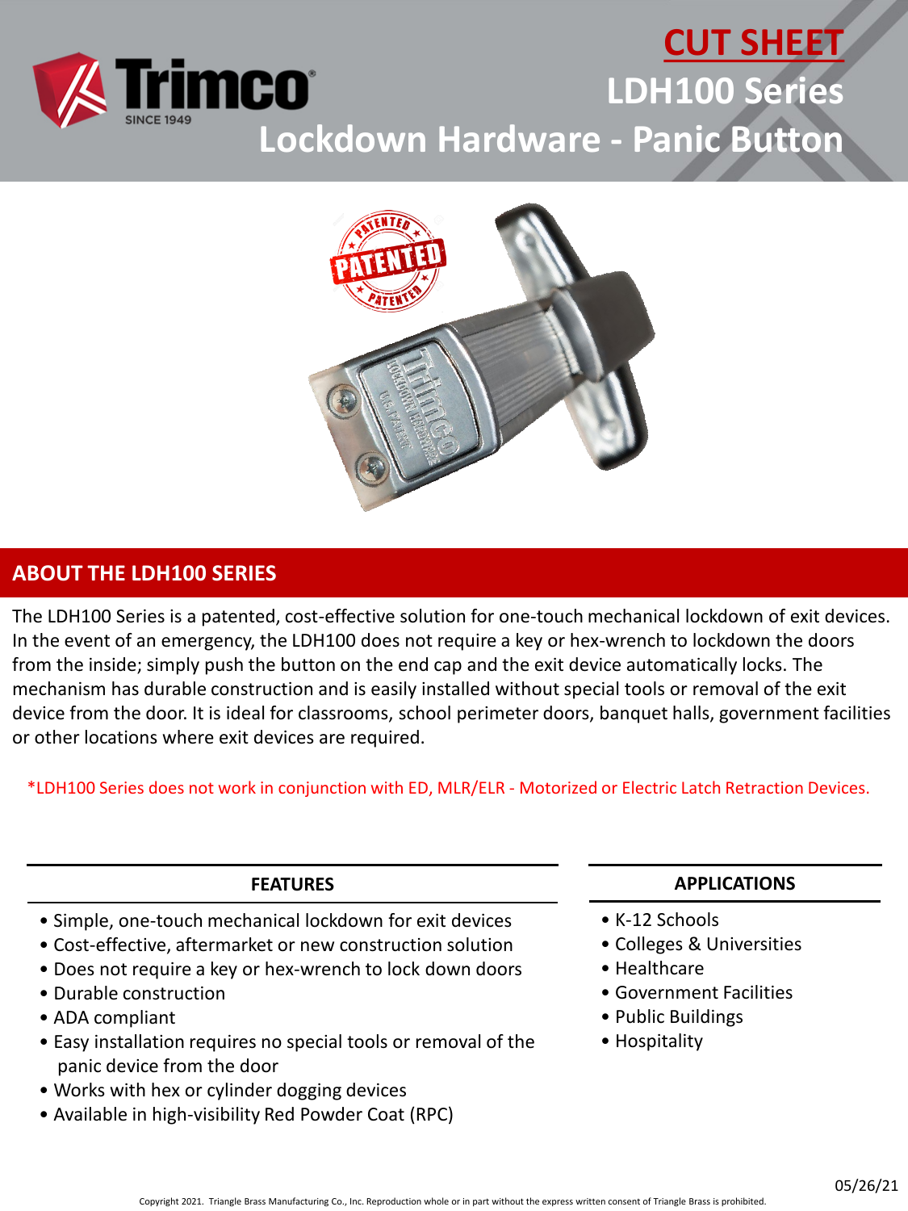# CUT SHEET

# LDH100 Series

# Lockdown Hardware - Panic Button

## ABOUT THE LDH100 SERIES

The LDH100 Series is a patented, cost-effective solution for one-touch mechanical lockdown of exit devices. In the event of an emergency, the LDH100 does not require a key or hex-wrench to lockdown the doors from the inside; simply push the button on the end cap and the exit device automatically locks. The mechanism has durable construction and is easily installed without special tools or removal of the exit device from the door. It is ideal for classrooms, school perimeter doors, banquet halls, government facilities or other locations where exit devices are required.

*LDH100 Series does not work in conjunction with ED, MLR/ELR - Motorized or Electric Latch Retraction Devices.

### FEATURES

- Simple, one-touch mechanical lockdown for exit devices
- Cost-effective, aftermarket or new construction solution
- Does not require a key or hex-wrench to lock down doors
- Durable construction
- ADA compliant
- Easy installation requires no special tools or removal of the panic device from the door
- Works with hex or cylinder dogging devices
- Available in high-visibility Red Powder Coat (RPC)

### APPLICATIONS

- K-12 Schools
- Colleges & Universities
- Healthcare
- Government Facilities
- Public Buildings
- Hospitality

05/26/21

Copyright 2021. Triangle Brass Manufacturing Co., Inc. Reproduction whole or in part without the express written consent of Triangle Brass is prohibited.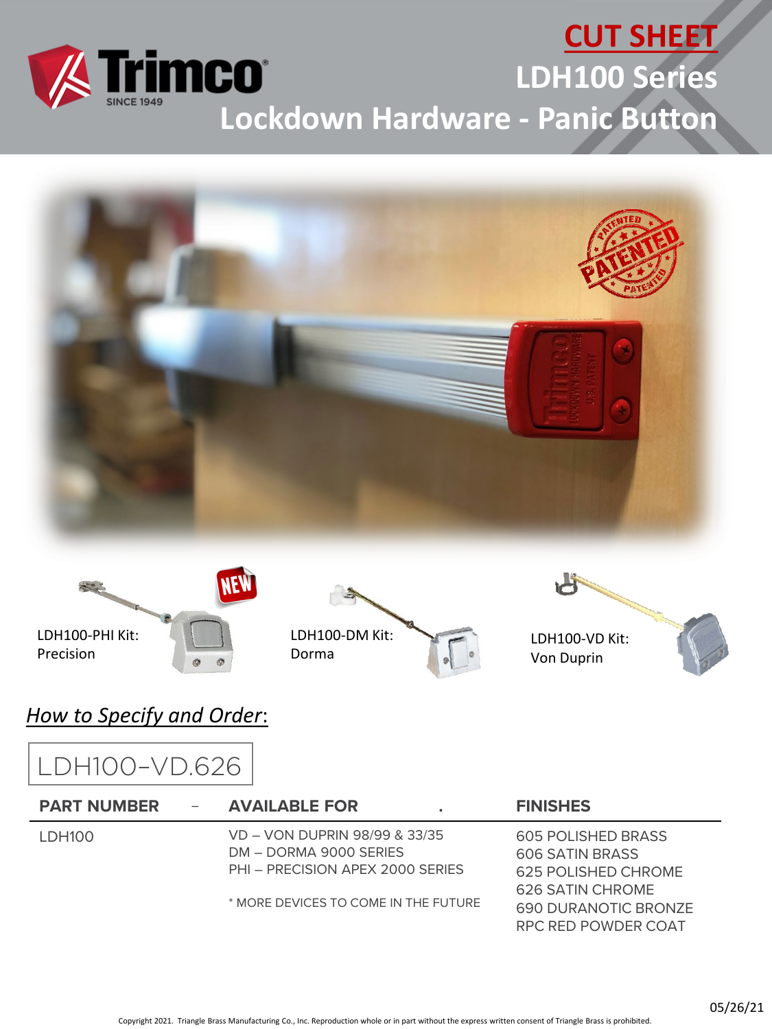# CUT SHEET

# LDH100 Series

# Lockdown Hardware - Panic Button

LDH100-PHI Kit: Precision

LDH100-DM Kit: Dorma

LDH100-VD Kit: Von Duprin

## *How to Specify and Order*:

LDH100-VD.626

| PART NUMBER | – | AVAILABLE FOR | . | FINISHES |
|---|---|---|---|---|
| LDH100 | | VD – VON DUPRIN 98/99 & 33/35<br>DM – DORMA 9000 SERIES<br>PHI – PRECISION APEX 2000 SERIES<br><br>* MORE DEVICES TO COME IN THE FUTURE | | 605 POLISHED BRASS<br>606 SATIN BRASS<br>625 POLISHED CHROME<br>626 SATIN CHROME<br>690 DURANOTIC BRONZE<br>RPC RED POWDER COAT |

05/26/21

Copyright 2021. Triangle Brass Manufacturing Co., Inc. Reproduction whole or in part without the express written consent of Triangle Brass is prohibited.